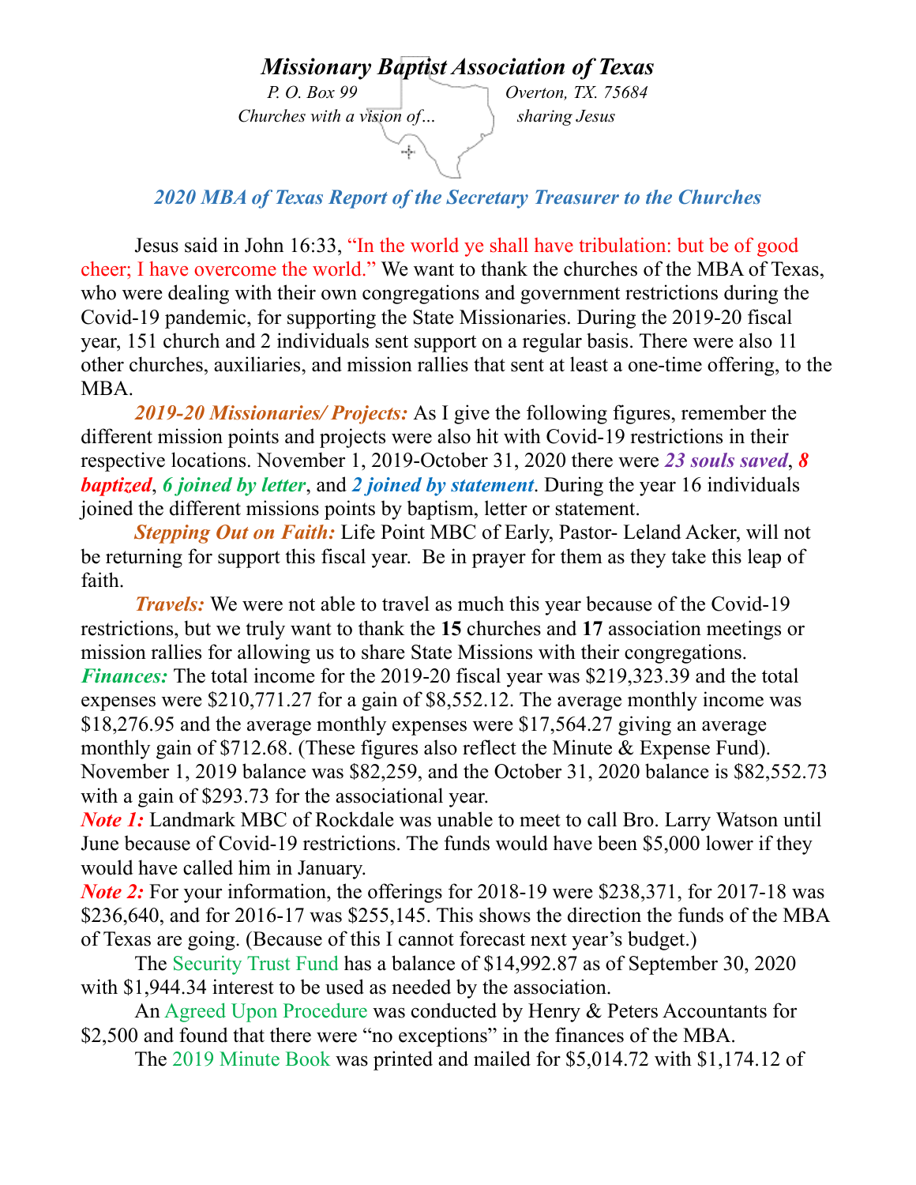# *Missionary Baptist Association of Texas*

*P. O. Box 99* *Overton, TX. 75684*

*Churches with a vision of…* *sharing Jesus*

## *2020 MBA of Texas Report of the Secretary Treasurer to the Churches*

Jesus said in John 16:33, "In the world ye shall have tribulation: but be of good cheer; I have overcome the world." We want to thank the churches of the MBA of Texas, who were dealing with their own congregations and government restrictions during the Covid-19 pandemic, for supporting the State Missionaries. During the 2019-20 fiscal year, 151 church and 2 individuals sent support on a regular basis. There were also 11 other churches, auxiliaries, and mission rallies that sent at least a one-time offering, to the MBA.

***2019-20 Missionaries/ Projects:*** As I give the following figures, remember the different mission points and projects were also hit with Covid-19 restrictions in their respective locations. November 1, 2019-October 31, 2020 there were ***23 souls saved***, ***8 baptized***, ***6 joined by letter***, and ***2 joined by statement***. During the year 16 individuals joined the different missions points by baptism, letter or statement.

***Stepping Out on Faith:*** Life Point MBC of Early, Pastor- Leland Acker, will not be returning for support this fiscal year. Be in prayer for them as they take this leap of faith.

***Travels:*** We were not able to travel as much this year because of the Covid-19 restrictions, but we truly want to thank the **15** churches and **17** association meetings or mission rallies for allowing us to share State Missions with their congregations.

***Finances:*** The total income for the 2019-20 fiscal year was $219,323.39 and the total expenses were $210,771.27 for a gain of $8,552.12. The average monthly income was $18,276.95 and the average monthly expenses were $17,564.27 giving an average monthly gain of $712.68. (These figures also reflect the Minute & Expense Fund). November 1, 2019 balance was $82,259, and the October 31, 2020 balance is $82,552.73 with a gain of $293.73 for the associational year.

***Note 1:*** Landmark MBC of Rockdale was unable to meet to call Bro. Larry Watson until June because of Covid-19 restrictions. The funds would have been $5,000 lower if they would have called him in January.

***Note 2:*** For your information, the offerings for 2018-19 were $238,371, for 2017-18 was $236,640, and for 2016-17 was $255,145. This shows the direction the funds of the MBA of Texas are going. (Because of this I cannot forecast next year's budget.)

The Security Trust Fund has a balance of $14,992.87 as of September 30, 2020 with $1,944.34 interest to be used as needed by the association.

An Agreed Upon Procedure was conducted by Henry & Peters Accountants for $2,500 and found that there were "no exceptions" in the finances of the MBA.

The 2019 Minute Book was printed and mailed for $5,014.72 with $1,174.12 of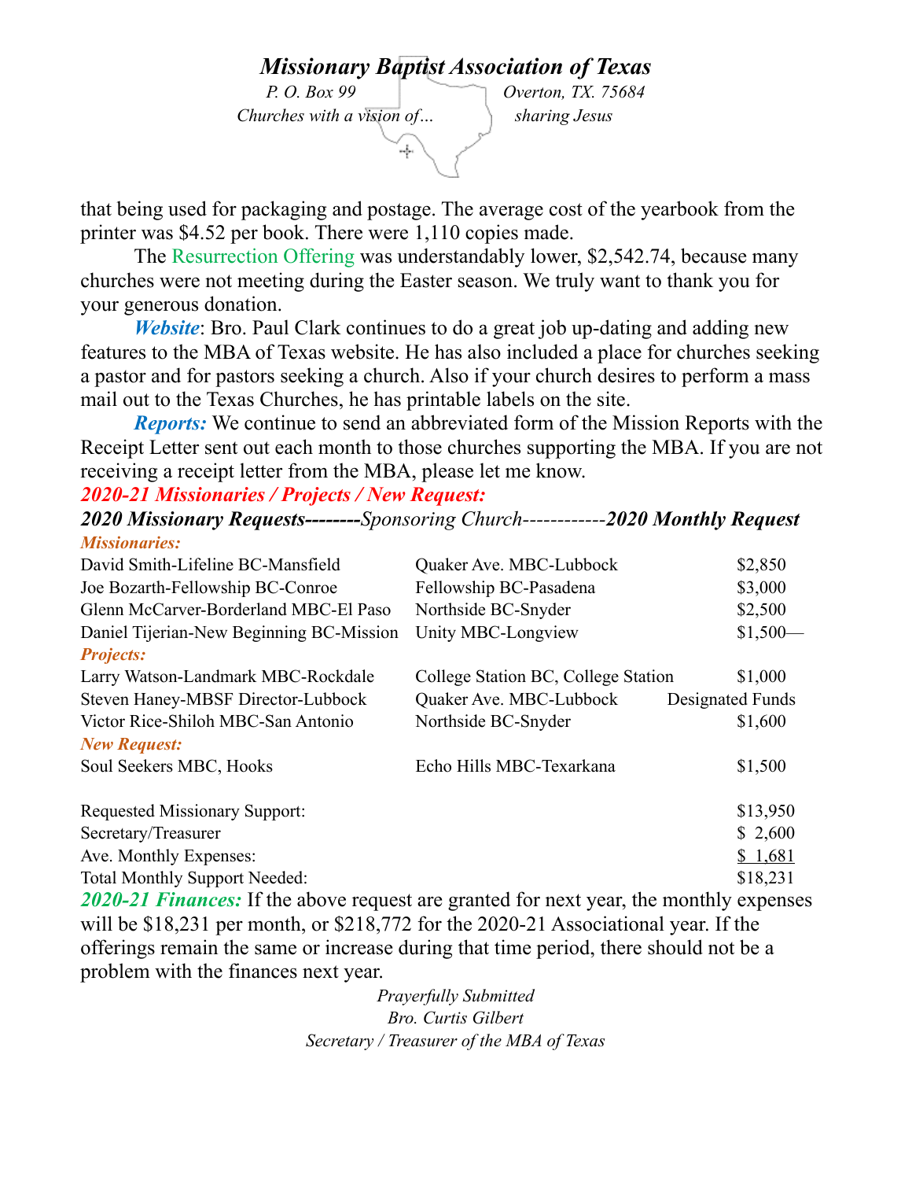# *Missionary Baptist Association of Texas*

*P. O. Box 99* *Overton, TX. 75684*

*Churches with a vision of…* *sharing Jesus*

that being used for packaging and postage. The average cost of the yearbook from the printer was $4.52 per book. There were 1,110 copies made.

The Resurrection Offering was understandably lower, $2,542.74, because many churches were not meeting during the Easter season. We truly want to thank you for your generous donation.

***Website***: Bro. Paul Clark continues to do a great job up-dating and adding new features to the MBA of Texas website. He has also included a place for churches seeking a pastor and for pastors seeking a church. Also if your church desires to perform a mass mail out to the Texas Churches, he has printable labels on the site.

***Reports:*** We continue to send an abbreviated form of the Mission Reports with the Receipt Letter sent out each month to those churches supporting the MBA. If you are not receiving a receipt letter from the MBA, please let me know.

***2020-21 Missionaries / Projects / New Request:***

| ***2020 Missionary Requests*** | *Sponsoring Church* | ***2020 Monthly Request*** |
|---|---|---|
| ***Missionaries:*** | | |
| David Smith-Lifeline BC-Mansfield | Quaker Ave. MBC-Lubbock | $2,850 |
| Joe Bozarth-Fellowship BC-Conroe | Fellowship BC-Pasadena | $3,000 |
| Glenn McCarver-Borderland MBC-El Paso | Northside BC-Snyder | $2,500 |
| Daniel Tijerian-New Beginning BC-Mission | Unity MBC-Longview | $1,500— |
| ***Projects:*** | | |
| Larry Watson-Landmark MBC-Rockdale | College Station BC, College Station | $1,000 |
| Steven Haney-MBSF Director-Lubbock | Quaker Ave. MBC-Lubbock | Designated Funds |
| Victor Rice-Shiloh MBC-San Antonio | Northside BC-Snyder | $1,600 |
| ***New Request:*** | | |
| Soul Seekers MBC, Hooks | Echo Hills MBC-Texarkana | $1,500 |

| | |
|---|---|
| Requested Missionary Support: | $13,950 |
| Secretary/Treasurer | $ 2,600 |
| Ave. Monthly Expenses: | $ 1,681 |
| Total Monthly Support Needed: | $18,231 |

***2020-21 Finances:*** If the above request are granted for next year, the monthly expenses will be $18,231 per month, or $218,772 for the 2020-21 Associational year. If the offerings remain the same or increase during that time period, there should not be a problem with the finances next year.

*Prayerfully Submitted*
*Bro. Curtis Gilbert*
*Secretary / Treasurer of the MBA of Texas*